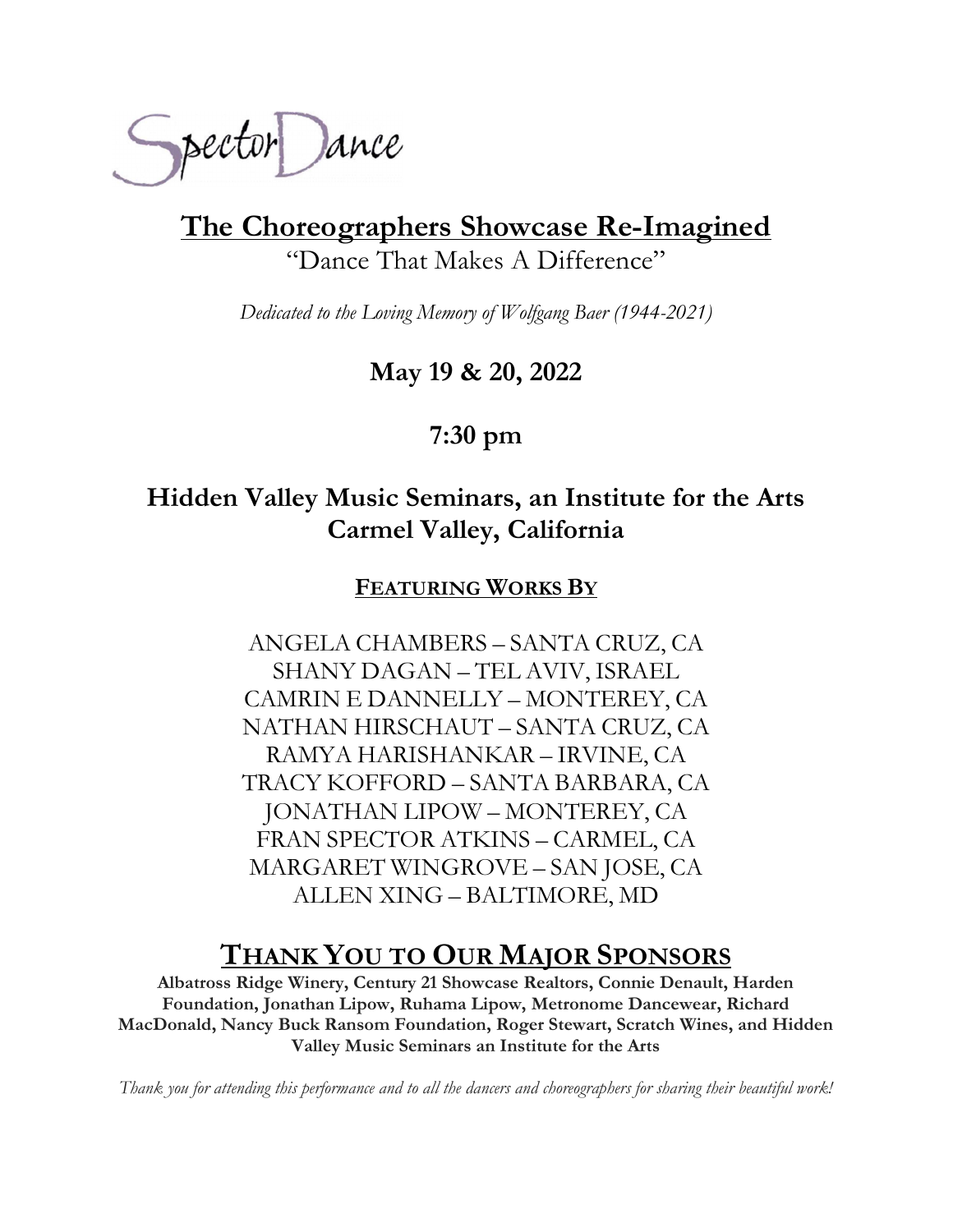SpectorDance

# The Choreographers Showcase Re-Imagined

"Dance That Makes A Difference"

*Dedicated to the Loving Memory of Wolfgang Baer (1944-2021)*

**May 19 & 20, 2022**

**7:30 pm**

**Hidden Valley Music Seminars, an Institute for the Arts**
**Carmel Valley, California**

**FEATURING WORKS BY**

ANGELA CHAMBERS – SANTA CRUZ, CA
SHANY DAGAN – TEL AVIV, ISRAEL
CAMRIN E DANNELLY – MONTEREY, CA
NATHAN HIRSCHAUT – SANTA CRUZ, CA
RAMYA HARISHANKAR – IRVINE, CA
TRACY KOFFORD – SANTA BARBARA, CA
JONATHAN LIPOW – MONTEREY, CA
FRAN SPECTOR ATKINS – CARMEL, CA
MARGARET WINGROVE – SAN JOSE, CA
ALLEN XING – BALTIMORE, MD

## THANK YOU TO OUR MAJOR SPONSORS

**Albatross Ridge Winery, Century 21 Showcase Realtors, Connie Denault, Harden Foundation, Jonathan Lipow, Ruhama Lipow, Metronome Dancewear, Richard MacDonald, Nancy Buck Ransom Foundation, Roger Stewart, Scratch Wines, and Hidden Valley Music Seminars an Institute for the Arts**

*Thank you for attending this performance and to all the dancers and choreographers for sharing their beautiful work!*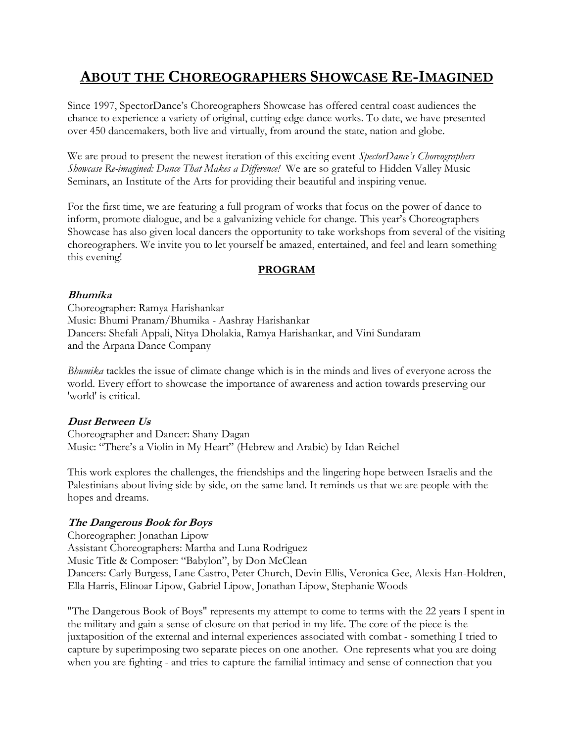# About the Choreographers Showcase Re-Imagined

Since 1997, SpectorDance's Choreographers Showcase has offered central coast audiences the chance to experience a variety of original, cutting-edge dance works. To date, we have presented over 450 dancemakers, both live and virtually, from around the state, nation and globe.

We are proud to present the newest iteration of this exciting event *SpectorDance's Choreographers Showcase Re-imagined: Dance That Makes a Difference!* We are so grateful to Hidden Valley Music Seminars, an Institute of the Arts for providing their beautiful and inspiring venue.

For the first time, we are featuring a full program of works that focus on the power of dance to inform, promote dialogue, and be a galvanizing vehicle for change. This year's Choreographers Showcase has also given local dancers the opportunity to take workshops from several of the visiting choreographers. We invite you to let yourself be amazed, entertained, and feel and learn something this evening!

## PROGRAM

### *Bhumika*

Choreographer: Ramya Harishankar
Music: Bhumi Pranam/Bhumika - Aashray Harishankar
Dancers: Shefali Appali, Nitya Dholakia, Ramya Harishankar, and Vini Sundaram and the Arpana Dance Company

*Bhumika* tackles the issue of climate change which is in the minds and lives of everyone across the world. Every effort to showcase the importance of awareness and action towards preserving our 'world' is critical.

### *Dust Between Us*

Choreographer and Dancer: Shany Dagan
Music: "There's a Violin in My Heart" (Hebrew and Arabic) by Idan Reichel

This work explores the challenges, the friendships and the lingering hope between Israelis and the Palestinians about living side by side, on the same land. It reminds us that we are people with the hopes and dreams.

### *The Dangerous Book for Boys*

Choreographer: Jonathan Lipow
Assistant Choreographers: Martha and Luna Rodriguez
Music Title & Composer: "Babylon", by Don McClean
Dancers: Carly Burgess, Lane Castro, Peter Church, Devin Ellis, Veronica Gee, Alexis Han-Holdren, Ella Harris, Elinoar Lipow, Gabriel Lipow, Jonathan Lipow, Stephanie Woods

"The Dangerous Book of Boys" represents my attempt to come to terms with the 22 years I spent in the military and gain a sense of closure on that period in my life. The core of the piece is the juxtaposition of the external and internal experiences associated with combat - something I tried to capture by superimposing two separate pieces on one another. One represents what you are doing when you are fighting - and tries to capture the familial intimacy and sense of connection that you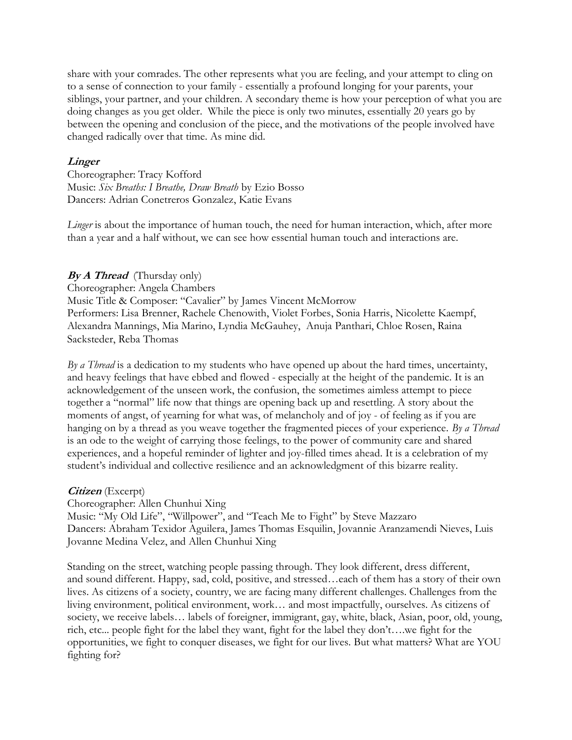share with your comrades. The other represents what you are feeling, and your attempt to cling on to a sense of connection to your family - essentially a profound longing for your parents, your siblings, your partner, and your children. A secondary theme is how your perception of what you are doing changes as you get older. While the piece is only two minutes, essentially 20 years go by between the opening and conclusion of the piece, and the motivations of the people involved have changed radically over that time. As mine did.

### *Linger*

Choreographer: Tracy Kofford
Music: *Six Breaths: I Breathe, Draw Breath* by Ezio Bosso
Dancers: Adrian Conetreros Gonzalez, Katie Evans

*Linger* is about the importance of human touch, the need for human interaction, which, after more than a year and a half without, we can see how essential human touch and interactions are.

### *By A Thread* (Thursday only)

Choreographer: Angela Chambers
Music Title & Composer: "Cavalier" by James Vincent McMorrow
Performers: Lisa Brenner, Rachele Chenowith, Violet Forbes, Sonia Harris, Nicolette Kaempf, Alexandra Mannings, Mia Marino, Lyndia McGauhey, Anuja Panthari, Chloe Rosen, Raina Sacksteder, Reba Thomas

*By a Thread* is a dedication to my students who have opened up about the hard times, uncertainty, and heavy feelings that have ebbed and flowed - especially at the height of the pandemic. It is an acknowledgement of the unseen work, the confusion, the sometimes aimless attempt to piece together a "normal" life now that things are opening back up and resettling. A story about the moments of angst, of yearning for what was, of melancholy and of joy - of feeling as if you are hanging on by a thread as you weave together the fragmented pieces of your experience. *By a Thread* is an ode to the weight of carrying those feelings, to the power of community care and shared experiences, and a hopeful reminder of lighter and joy-filled times ahead. It is a celebration of my student's individual and collective resilience and an acknowledgment of this bizarre reality.

### *Citizen* (Excerpt)

Choreographer: Allen Chunhui Xing
Music: "My Old Life", "Willpower", and "Teach Me to Fight" by Steve Mazzaro
Dancers: Abraham Texidor Aguilera, James Thomas Esquilin, Jovannie Aranzamendi Nieves, Luis Jovanne Medina Velez, and Allen Chunhui Xing

Standing on the street, watching people passing through. They look different, dress different, and sound different. Happy, sad, cold, positive, and stressed…each of them has a story of their own lives. As citizens of a society, country, we are facing many different challenges. Challenges from the living environment, political environment, work… and most impactfully, ourselves. As citizens of society, we receive labels… labels of foreigner, immigrant, gay, white, black, Asian, poor, old, young, rich, etc... people fight for the label they want, fight for the label they don't….we fight for the opportunities, we fight to conquer diseases, we fight for our lives. But what matters? What are YOU fighting for?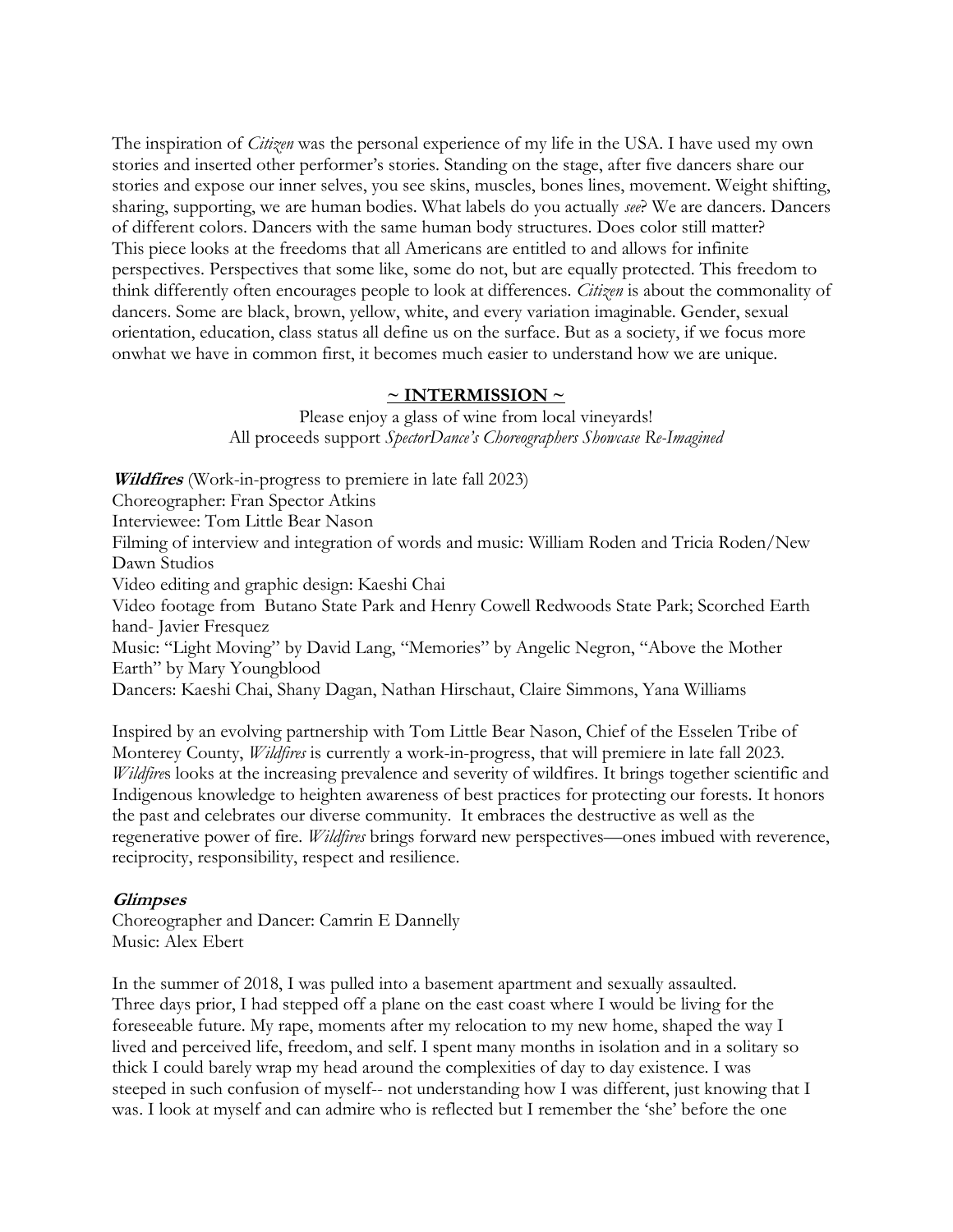The inspiration of *Citizen* was the personal experience of my life in the USA. I have used my own stories and inserted other performer's stories. Standing on the stage, after five dancers share our stories and expose our inner selves, you see skins, muscles, bones lines, movement. Weight shifting, sharing, supporting, we are human bodies. What labels do you actually *see*? We are dancers. Dancers of different colors. Dancers with the same human body structures. Does color still matter? This piece looks at the freedoms that all Americans are entitled to and allows for infinite perspectives. Perspectives that some like, some do not, but are equally protected. This freedom to think differently often encourages people to look at differences. *Citizen* is about the commonality of dancers. Some are black, brown, yellow, white, and every variation imaginable. Gender, sexual orientation, education, class status all define us on the surface. But as a society, if we focus more onwhat we have in common first, it becomes much easier to understand how we are unique.

**~ INTERMISSION ~**

Please enjoy a glass of wine from local vineyards!
All proceeds support *SpectorDance's Choreographers Showcase Re-Imagined*

***Wildfires*** (Work-in-progress to premiere in late fall 2023)
Choreographer: Fran Spector Atkins
Interviewee: Tom Little Bear Nason
Filming of interview and integration of words and music: William Roden and Tricia Roden/New Dawn Studios
Video editing and graphic design: Kaeshi Chai
Video footage from Butano State Park and Henry Cowell Redwoods State Park; Scorched Earth hand- Javier Fresquez
Music: "Light Moving" by David Lang, "Memories" by Angelic Negron, "Above the Mother Earth" by Mary Youngblood
Dancers: Kaeshi Chai, Shany Dagan, Nathan Hirschaut, Claire Simmons, Yana Williams

Inspired by an evolving partnership with Tom Little Bear Nason, Chief of the Esselen Tribe of Monterey County, *Wildfires* is currently a work-in-progress, that will premiere in late fall 2023. *Wildfire*s looks at the increasing prevalence and severity of wildfires. It brings together scientific and Indigenous knowledge to heighten awareness of best practices for protecting our forests. It honors the past and celebrates our diverse community. It embraces the destructive as well as the regenerative power of fire. *Wildfires* brings forward new perspectives—ones imbued with reverence, reciprocity, responsibility, respect and resilience.

***Glimpses***
Choreographer and Dancer: Camrin E Dannelly
Music: Alex Ebert

In the summer of 2018, I was pulled into a basement apartment and sexually assaulted. Three days prior, I had stepped off a plane on the east coast where I would be living for the foreseeable future. My rape, moments after my relocation to my new home, shaped the way I lived and perceived life, freedom, and self. I spent many months in isolation and in a solitary so thick I could barely wrap my head around the complexities of day to day existence. I was steeped in such confusion of myself-- not understanding how I was different, just knowing that I was. I look at myself and can admire who is reflected but I remember the 'she' before the one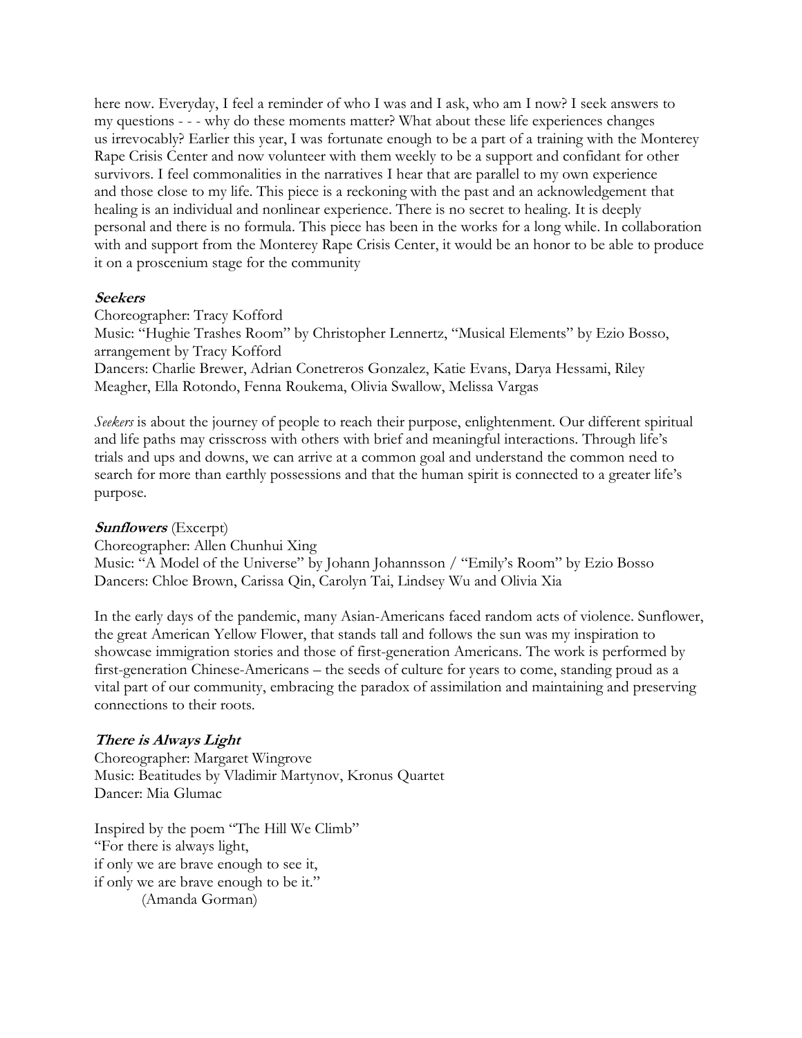here now. Everyday, I feel a reminder of who I was and I ask, who am I now? I seek answers to my questions - - - why do these moments matter? What about these life experiences changes us irrevocably? Earlier this year, I was fortunate enough to be a part of a training with the Monterey Rape Crisis Center and now volunteer with them weekly to be a support and confidant for other survivors. I feel commonalities in the narratives I hear that are parallel to my own experience and those close to my life. This piece is a reckoning with the past and an acknowledgement that healing is an individual and nonlinear experience. There is no secret to healing. It is deeply personal and there is no formula. This piece has been in the works for a long while. In collaboration with and support from the Monterey Rape Crisis Center, it would be an honor to be able to produce it on a proscenium stage for the community

***Seekers***

Choreographer: Tracy Kofford
Music: "Hughie Trashes Room" by Christopher Lennertz, "Musical Elements" by Ezio Bosso, arrangement by Tracy Kofford
Dancers: Charlie Brewer, Adrian Conetreros Gonzalez, Katie Evans, Darya Hessami, Riley Meagher, Ella Rotondo, Fenna Roukema, Olivia Swallow, Melissa Vargas

*Seekers* is about the journey of people to reach their purpose, enlightenment. Our different spiritual and life paths may crisscross with others with brief and meaningful interactions. Through life's trials and ups and downs, we can arrive at a common goal and understand the common need to search for more than earthly possessions and that the human spirit is connected to a greater life's purpose.

***Sunflowers*** (Excerpt)

Choreographer: Allen Chunhui Xing
Music: "A Model of the Universe" by Johann Johannsson / "Emily's Room" by Ezio Bosso
Dancers: Chloe Brown, Carissa Qin, Carolyn Tai, Lindsey Wu and Olivia Xia

In the early days of the pandemic, many Asian-Americans faced random acts of violence. Sunflower, the great American Yellow Flower, that stands tall and follows the sun was my inspiration to showcase immigration stories and those of first-generation Americans. The work is performed by first-generation Chinese-Americans – the seeds of culture for years to come, standing proud as a vital part of our community, embracing the paradox of assimilation and maintaining and preserving connections to their roots.

***There is Always Light***

Choreographer: Margaret Wingrove
Music: Beatitudes by Vladimir Martynov, Kronus Quartet
Dancer: Mia Glumac

Inspired by the poem "The Hill We Climb"
"For there is always light,
if only we are brave enough to see it,
if only we are brave enough to be it."
(Amanda Gorman)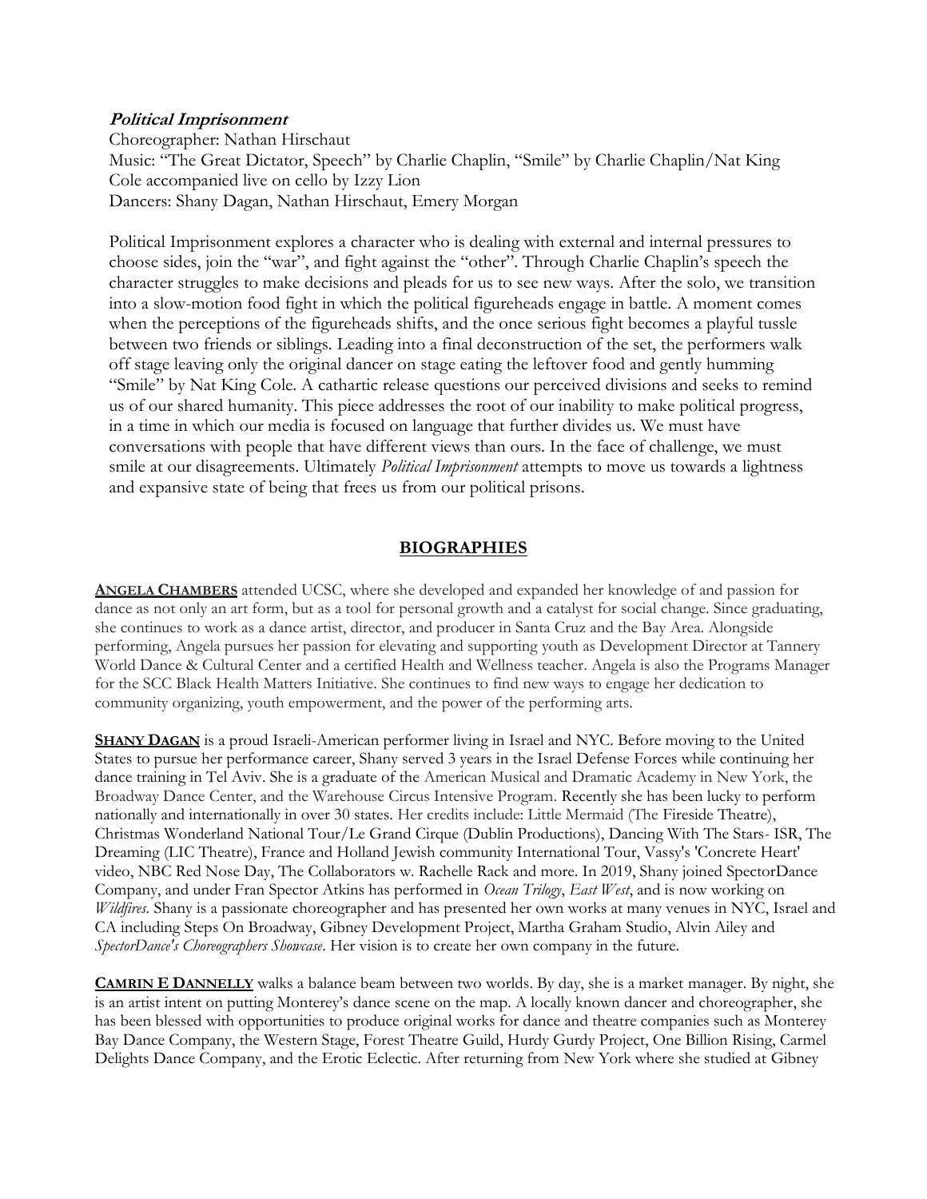***Political Imprisonment***

Choreographer: Nathan Hirschaut
Music: "The Great Dictator, Speech" by Charlie Chaplin, "Smile" by Charlie Chaplin/Nat King Cole accompanied live on cello by Izzy Lion
Dancers: Shany Dagan, Nathan Hirschaut, Emery Morgan

Political Imprisonment explores a character who is dealing with external and internal pressures to choose sides, join the "war", and fight against the "other". Through Charlie Chaplin's speech the character struggles to make decisions and pleads for us to see new ways. After the solo, we transition into a slow-motion food fight in which the political figureheads engage in battle. A moment comes when the perceptions of the figureheads shifts, and the once serious fight becomes a playful tussle between two friends or siblings. Leading into a final deconstruction of the set, the performers walk off stage leaving only the original dancer on stage eating the leftover food and gently humming "Smile" by Nat King Cole. A cathartic release questions our perceived divisions and seeks to remind us of our shared humanity. This piece addresses the root of our inability to make political progress, in a time in which our media is focused on language that further divides us. We must have conversations with people that have different views than ours. In the face of challenge, we must smile at our disagreements. Ultimately *Political Imprisonment* attempts to move us towards a lightness and expansive state of being that frees us from our political prisons.

## BIOGRAPHIES

**ANGELA CHAMBERS** attended UCSC, where she developed and expanded her knowledge of and passion for dance as not only an art form, but as a tool for personal growth and a catalyst for social change. Since graduating, she continues to work as a dance artist, director, and producer in Santa Cruz and the Bay Area. Alongside performing, Angela pursues her passion for elevating and supporting youth as Development Director at Tannery World Dance & Cultural Center and a certified Health and Wellness teacher. Angela is also the Programs Manager for the SCC Black Health Matters Initiative. She continues to find new ways to engage her dedication to community organizing, youth empowerment, and the power of the performing arts.

**SHANY DAGAN** is a proud Israeli-American performer living in Israel and NYC. Before moving to the United States to pursue her performance career, Shany served 3 years in the Israel Defense Forces while continuing her dance training in Tel Aviv. She is a graduate of the American Musical and Dramatic Academy in New York, the Broadway Dance Center, and the Warehouse Circus Intensive Program. Recently she has been lucky to perform nationally and internationally in over 30 states. Her credits include: Little Mermaid (The Fireside Theatre), Christmas Wonderland National Tour/Le Grand Cirque (Dublin Productions), Dancing With The Stars- ISR, The Dreaming (LIC Theatre), France and Holland Jewish community International Tour, Vassy's 'Concrete Heart' video, NBC Red Nose Day, The Collaborators w. Rachelle Rack and more. In 2019, Shany joined SpectorDance Company, and under Fran Spector Atkins has performed in *Ocean Trilogy*, *East West*, and is now working on *Wildfires*. Shany is a passionate choreographer and has presented her own works at many venues in NYC, Israel and CA including Steps On Broadway, Gibney Development Project, Martha Graham Studio, Alvin Ailey and *SpectorDance's Choreographers Showcase*. Her vision is to create her own company in the future.

**CAMRIN E DANNELLY** walks a balance beam between two worlds. By day, she is a market manager. By night, she is an artist intent on putting Monterey's dance scene on the map. A locally known dancer and choreographer, she has been blessed with opportunities to produce original works for dance and theatre companies such as Monterey Bay Dance Company, the Western Stage, Forest Theatre Guild, Hurdy Gurdy Project, One Billion Rising, Carmel Delights Dance Company, and the Erotic Eclectic. After returning from New York where she studied at Gibney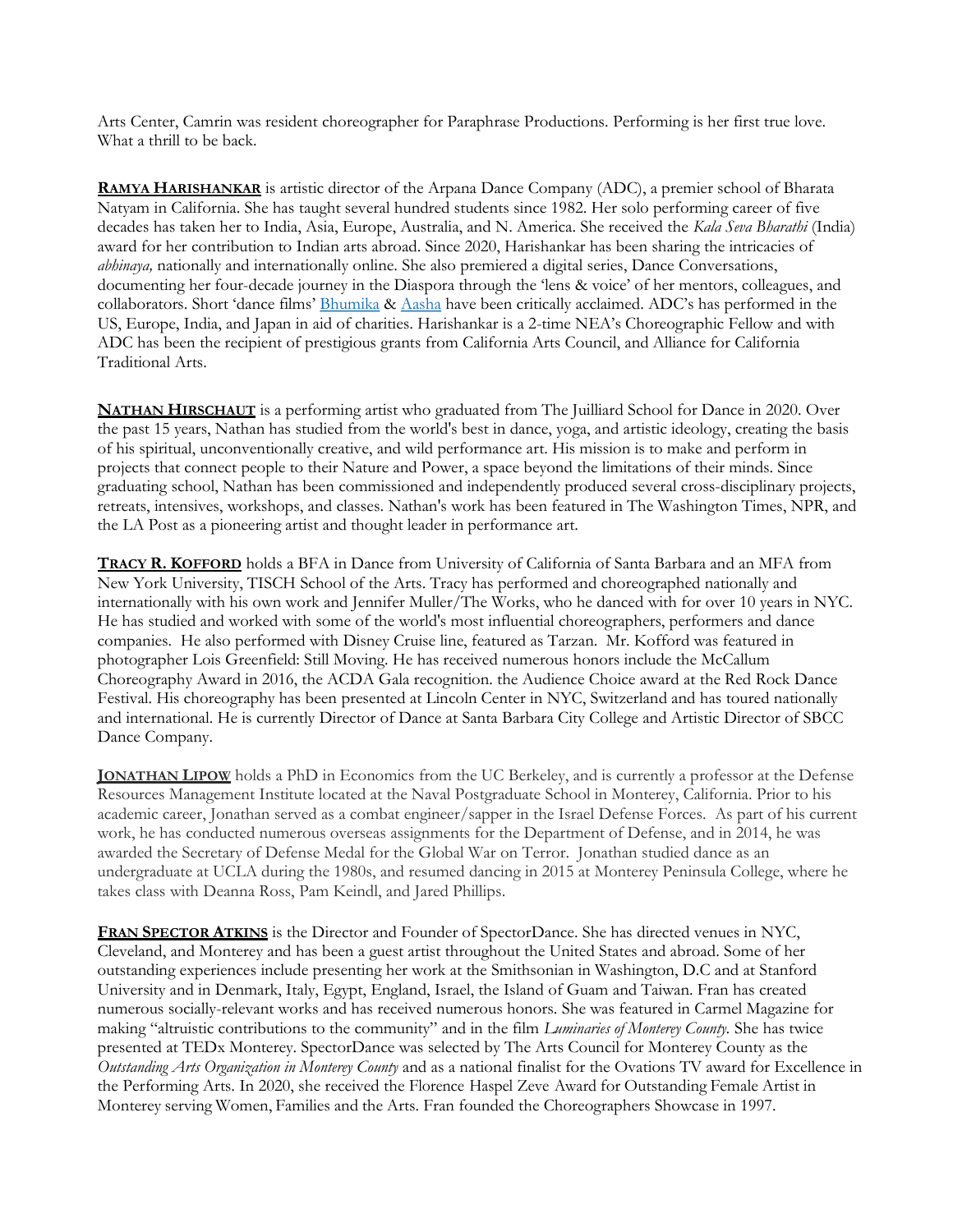Arts Center, Camrin was resident choreographer for Paraphrase Productions. Performing is her first true love. What a thrill to be back.

**RAMYA HARISHANKAR** is artistic director of the Arpana Dance Company (ADC), a premier school of Bharata Natyam in California. She has taught several hundred students since 1982. Her solo performing career of five decades has taken her to India, Asia, Europe, Australia, and N. America. She received the *Kala Seva Bharathi* (India) award for her contribution to Indian arts abroad. Since 2020, Harishankar has been sharing the intricacies of *abhinaya,* nationally and internationally online. She also premiered a digital series, Dance Conversations, documenting her four-decade journey in the Diaspora through the 'lens & voice' of her mentors, colleagues, and collaborators. Short 'dance films' Bhumika & Aasha have been critically acclaimed. ADC's has performed in the US, Europe, India, and Japan in aid of charities. Harishankar is a 2-time NEA's Choreographic Fellow and with ADC has been the recipient of prestigious grants from California Arts Council, and Alliance for California Traditional Arts.

**NATHAN HIRSCHAUT** is a performing artist who graduated from The Juilliard School for Dance in 2020. Over the past 15 years, Nathan has studied from the world's best in dance, yoga, and artistic ideology, creating the basis of his spiritual, unconventionally creative, and wild performance art. His mission is to make and perform in projects that connect people to their Nature and Power, a space beyond the limitations of their minds. Since graduating school, Nathan has been commissioned and independently produced several cross-disciplinary projects, retreats, intensives, workshops, and classes. Nathan's work has been featured in The Washington Times, NPR, and the LA Post as a pioneering artist and thought leader in performance art.

**TRACY R. KOFFORD** holds a BFA in Dance from University of California of Santa Barbara and an MFA from New York University, TISCH School of the Arts. Tracy has performed and choreographed nationally and internationally with his own work and Jennifer Muller/The Works, who he danced with for over 10 years in NYC. He has studied and worked with some of the world's most influential choreographers, performers and dance companies. He also performed with Disney Cruise line, featured as Tarzan. Mr. Kofford was featured in photographer Lois Greenfield: Still Moving. He has received numerous honors include the McCallum Choreography Award in 2016, the ACDA Gala recognition. the Audience Choice award at the Red Rock Dance Festival. His choreography has been presented at Lincoln Center in NYC, Switzerland and has toured nationally and international. He is currently Director of Dance at Santa Barbara City College and Artistic Director of SBCC Dance Company.

**JONATHAN LIPOW** holds a PhD in Economics from the UC Berkeley, and is currently a professor at the Defense Resources Management Institute located at the Naval Postgraduate School in Monterey, California. Prior to his academic career, Jonathan served as a combat engineer/sapper in the Israel Defense Forces. As part of his current work, he has conducted numerous overseas assignments for the Department of Defense, and in 2014, he was awarded the Secretary of Defense Medal for the Global War on Terror. Jonathan studied dance as an undergraduate at UCLA during the 1980s, and resumed dancing in 2015 at Monterey Peninsula College, where he takes class with Deanna Ross, Pam Keindl, and Jared Phillips.

**FRAN SPECTOR ATKINS** is the Director and Founder of SpectorDance. She has directed venues in NYC, Cleveland, and Monterey and has been a guest artist throughout the United States and abroad. Some of her outstanding experiences include presenting her work at the Smithsonian in Washington, D.C and at Stanford University and in Denmark, Italy, Egypt, England, Israel, the Island of Guam and Taiwan. Fran has created numerous socially-relevant works and has received numerous honors. She was featured in Carmel Magazine for making "altruistic contributions to the community" and in the film *Luminaries of Monterey County.* She has twice presented at TEDx Monterey. SpectorDance was selected by The Arts Council for Monterey County as the *Outstanding Arts Organization in Monterey County* and as a national finalist for the Ovations TV award for Excellence in the Performing Arts. In 2020, she received the Florence Haspel Zeve Award for Outstanding Female Artist in Monterey serving Women, Families and the Arts. Fran founded the Choreographers Showcase in 1997.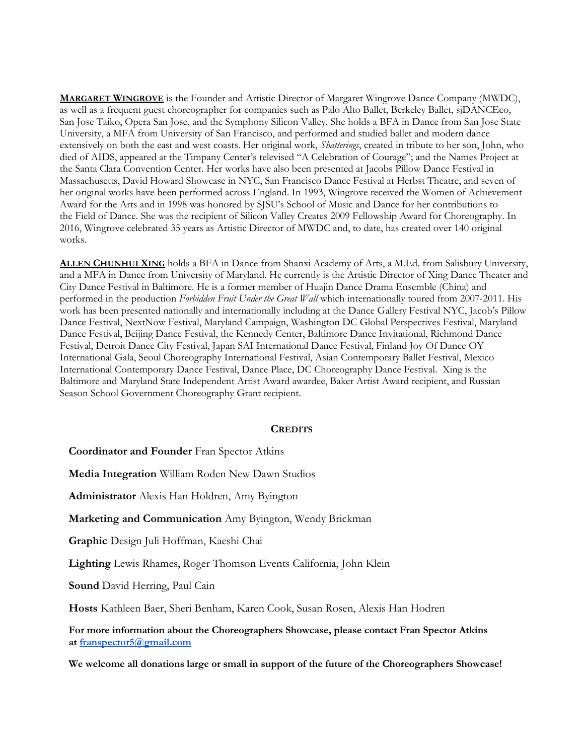**<u>MARGARET WINGROVE</u>** is the Founder and Artistic Director of Margaret Wingrove Dance Company (MWDC), as well as a frequent guest choreographer for companies such as Palo Alto Ballet, Berkeley Ballet, sjDANCEco, San Jose Taiko, Opera San Jose, and the Symphony Silicon Valley. She holds a BFA in Dance from San Jose State University, a MFA from University of San Francisco, and performed and studied ballet and modern dance extensively on both the east and west coasts. Her original work, *Shatterings*, created in tribute to her son, John, who died of AIDS, appeared at the Timpany Center's televised "A Celebration of Courage"; and the Names Project at the Santa Clara Convention Center. Her works have also been presented at Jacobs Pillow Dance Festival in Massachusetts, David Howard Showcase in NYC, San Francisco Dance Festival at Herbst Theatre, and seven of her original works have been performed across England. In 1993, Wingrove received the Women of Achievement Award for the Arts and in 1998 was honored by SJSU's School of Music and Dance for her contributions to the Field of Dance. She was the recipient of Silicon Valley Creates 2009 Fellowship Award for Choreography. In 2016, Wingrove celebrated 35 years as Artistic Director of MWDC and, to date, has created over 140 original works.

**<u>ALLEN CHUNHUI XING</u>** holds a BFA in Dance from Shanxi Academy of Arts, a M.Ed. from Salisbury University, and a MFA in Dance from University of Maryland. He currently is the Artistic Director of Xing Dance Theater and City Dance Festival in Baltimore. He is a former member of Huajin Dance Drama Ensemble (China) and performed in the production *Forbidden Fruit Under the Great Wall* which internationally toured from 2007-2011. His work has been presented nationally and internationally including at the Dance Gallery Festival NYC, Jacob's Pillow Dance Festival, NextNow Festival, Maryland Campaign, Washington DC Global Perspectives Festival, Maryland Dance Festival, Beijing Dance Festival, the Kennedy Center, Baltimore Dance Invitational, Richmond Dance Festival, Detroit Dance City Festival, Japan SAI International Dance Festival, Finland Joy Of Dance OY International Gala, Seoul Choreography International Festival, Asian Contemporary Ballet Festival, Mexico International Contemporary Dance Festival, Dance Place, DC Choreography Dance Festival. Xing is the Baltimore and Maryland State Independent Artist Award awardee, Baker Artist Award recipient, and Russian Season School Government Choreography Grant recipient.

## CREDITS

**Coordinator and Founder** Fran Spector Atkins

**Media Integration** William Roden New Dawn Studios

**Administrator** Alexis Han Holdren, Amy Byington

**Marketing and Communication** Amy Byington, Wendy Brickman

**Graphic** Design Juli Hoffman, Kaeshi Chai

**Lighting** Lewis Rhames, Roger Thomson Events California, John Klein

**Sound** David Herring, Paul Cain

**Hosts** Kathleen Baer, Sheri Benham, Karen Cook, Susan Rosen, Alexis Han Hodren

**For more information about the Choreographers Showcase, please contact Fran Spector Atkins at franspector5@gmail.com**

**We welcome all donations large or small in support of the future of the Choreographers Showcase!**